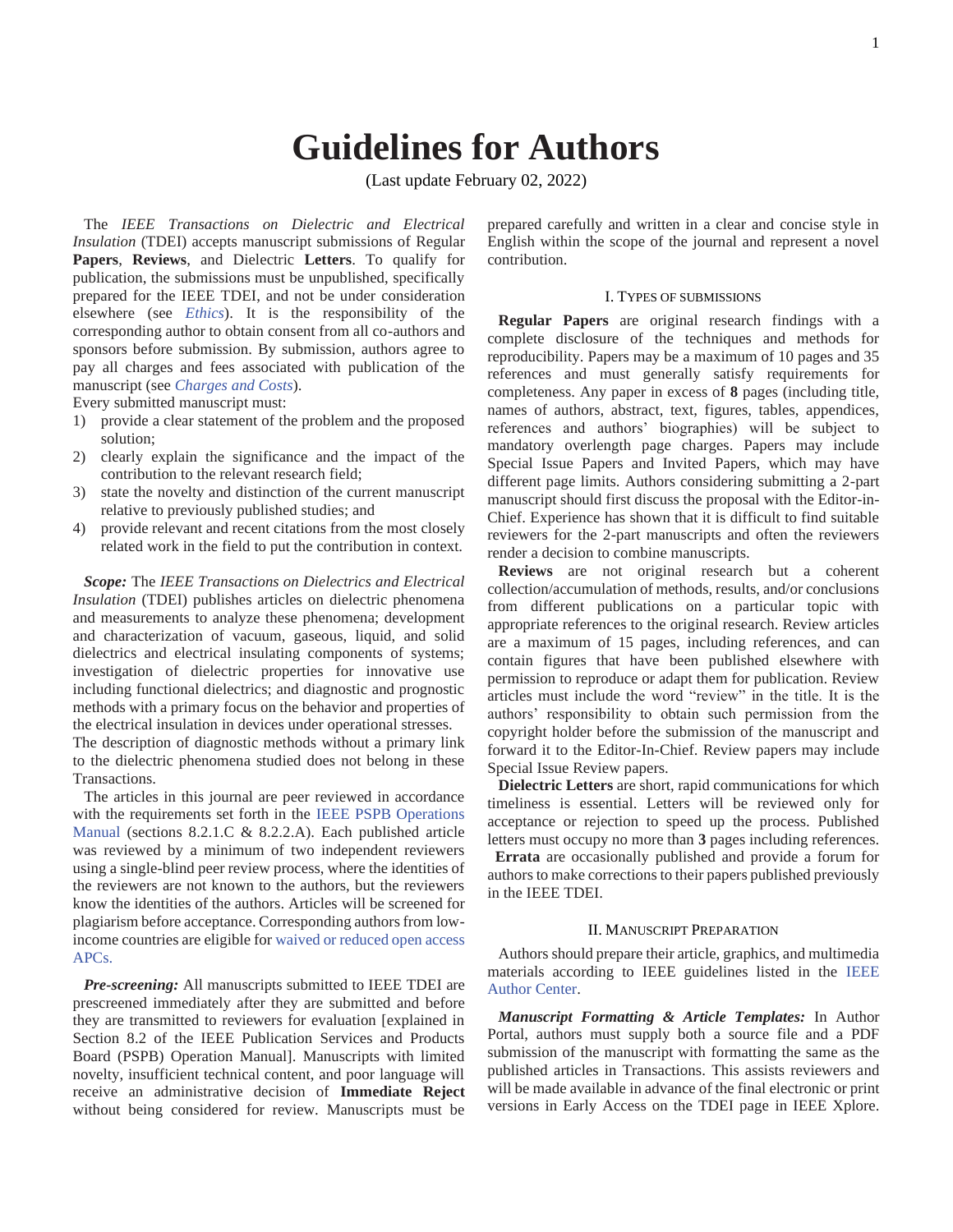# Guidelines for Authors

(Last update February 02, 2022)

The *IEEE Transactions on Dielectric and Electrical Insulation* (TDEI) accepts manuscript submissions of Regular **Papers**, **Reviews**, and Dielectric **Letters**. To qualify for publication, the submissions must be unpublished, specifically prepared for the IEEE TDEI, and not be under consideration elsewhere (see *Ethics*). It is the responsibility of the corresponding author to obtain consent from all co-authors and sponsors before submission. By submission, authors agree to pay all charges and fees associated with publication of the manuscript (see *Charges and Costs*).

Every submitted manuscript must:

1) provide a clear statement of the problem and the proposed solution;
2) clearly explain the significance and the impact of the contribution to the relevant research field;
3) state the novelty and distinction of the current manuscript relative to previously published studies; and
4) provide relevant and recent citations from the most closely related work in the field to put the contribution in context.

***Scope:*** The *IEEE Transactions on Dielectrics and Electrical Insulation* (TDEI) publishes articles on dielectric phenomena and measurements to analyze these phenomena; development and characterization of vacuum, gaseous, liquid, and solid dielectrics and electrical insulating components of systems; investigation of dielectric properties for innovative use including functional dielectrics; and diagnostic and prognostic methods with a primary focus on the behavior and properties of the electrical insulation in devices under operational stresses.
The description of diagnostic methods without a primary link to the dielectric phenomena studied does not belong in these Transactions.

The articles in this journal are peer reviewed in accordance with the requirements set forth in the IEEE PSPB Operations Manual (sections 8.2.1.C & 8.2.2.A). Each published article was reviewed by a minimum of two independent reviewers using a single-blind peer review process, where the identities of the reviewers are not known to the authors, but the reviewers know the identities of the authors. Articles will be screened for plagiarism before acceptance. Corresponding authors from low-income countries are eligible for waived or reduced open access APCs.

***Pre-screening:*** All manuscripts submitted to IEEE TDEI are prescreened immediately after they are submitted and before they are transmitted to reviewers for evaluation [explained in Section 8.2 of the IEEE Publication Services and Products Board (PSPB) Operation Manual]. Manuscripts with limited novelty, insufficient technical content, and poor language will receive an administrative decision of **Immediate Reject** without being considered for review. Manuscripts must be prepared carefully and written in a clear and concise style in English within the scope of the journal and represent a novel contribution.

## I. Types of Submissions

**Regular Papers** are original research findings with a complete disclosure of the techniques and methods for reproducibility. Papers may be a maximum of 10 pages and 35 references and must generally satisfy requirements for completeness. Any paper in excess of **8** pages (including title, names of authors, abstract, text, figures, tables, appendices, references and authors' biographies) will be subject to mandatory overlength page charges. Papers may include Special Issue Papers and Invited Papers, which may have different page limits. Authors considering submitting a 2-part manuscript should first discuss the proposal with the Editor-in-Chief. Experience has shown that it is difficult to find suitable reviewers for the 2-part manuscripts and often the reviewers render a decision to combine manuscripts.

**Reviews** are not original research but a coherent collection/accumulation of methods, results, and/or conclusions from different publications on a particular topic with appropriate references to the original research. Review articles are a maximum of 15 pages, including references, and can contain figures that have been published elsewhere with permission to reproduce or adapt them for publication. Review articles must include the word "review" in the title. It is the authors' responsibility to obtain such permission from the copyright holder before the submission of the manuscript and forward it to the Editor-In-Chief. Review papers may include Special Issue Review papers.

**Dielectric Letters** are short, rapid communications for which timeliness is essential. Letters will be reviewed only for acceptance or rejection to speed up the process. Published letters must occupy no more than **3** pages including references.

**Errata** are occasionally published and provide a forum for authors to make corrections to their papers published previously in the IEEE TDEI.

## II. Manuscript Preparation

Authors should prepare their article, graphics, and multimedia materials according to IEEE guidelines listed in the IEEE Author Center.

***Manuscript Formatting & Article Templates:*** In Author Portal, authors must supply both a source file and a PDF submission of the manuscript with formatting the same as the published articles in Transactions. This assists reviewers and will be made available in advance of the final electronic or print versions in Early Access on the TDEI page in IEEE Xplore.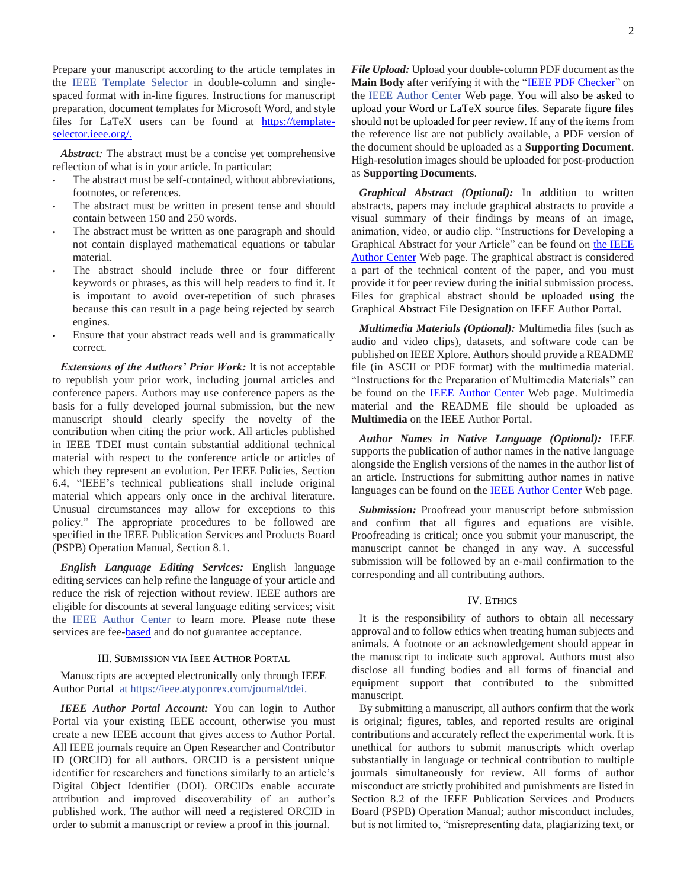Prepare your manuscript according to the article templates in the IEEE Template Selector in double-column and single-spaced format with in-line figures. Instructions for manuscript preparation, document templates for Microsoft Word, and style files for LaTeX users can be found at https://template-selector.ieee.org/.

***Abstract:*** The abstract must be a concise yet comprehensive reflection of what is in your article. In particular:

- The abstract must be self-contained, without abbreviations, footnotes, or references.
- The abstract must be written in present tense and should contain between 150 and 250 words.
- The abstract must be written as one paragraph and should not contain displayed mathematical equations or tabular material.
- The abstract should include three or four different keywords or phrases, as this will help readers to find it. It is important to avoid over-repetition of such phrases because this can result in a page being rejected by search engines.
- Ensure that your abstract reads well and is grammatically correct.

***Extensions of the Authors' Prior Work:*** It is not acceptable to republish your prior work, including journal articles and conference papers. Authors may use conference papers as the basis for a fully developed journal submission, but the new manuscript should clearly specify the novelty of the contribution when citing the prior work. All articles published in IEEE TDEI must contain substantial additional technical material with respect to the conference article or articles of which they represent an evolution. Per IEEE Policies, Section 6.4, "IEEE's technical publications shall include original material which appears only once in the archival literature. Unusual circumstances may allow for exceptions to this policy." The appropriate procedures to be followed are specified in the IEEE Publication Services and Products Board (PSPB) Operation Manual, Section 8.1.

***English Language Editing Services:*** English language editing services can help refine the language of your article and reduce the risk of rejection without review. IEEE authors are eligible for discounts at several language editing services; visit the IEEE Author Center to learn more. Please note these services are fee-based and do not guarantee acceptance.

## III. Submission via IEEE Author Portal

Manuscripts are accepted electronically only through IEEE Author Portal at https://ieee.atyponrex.com/journal/tdei.

***IEEE Author Portal Account:*** You can login to Author Portal via your existing IEEE account, otherwise you must create a new IEEE account that gives access to Author Portal. All IEEE journals require an Open Researcher and Contributor ID (ORCID) for all authors. ORCID is a persistent unique identifier for researchers and functions similarly to an article's Digital Object Identifier (DOI). ORCIDs enable accurate attribution and improved discoverability of an author's published work. The author will need a registered ORCID in order to submit a manuscript or review a proof in this journal.

***File Upload:*** Upload your double-column PDF document as the **Main Body** after verifying it with the "IEEE PDF Checker" on the IEEE Author Center Web page. You will also be asked to upload your Word or LaTeX source files. Separate figure files should not be uploaded for peer review. If any of the items from the reference list are not publicly available, a PDF version of the document should be uploaded as a **Supporting Document**. High-resolution images should be uploaded for post-production as **Supporting Documents**.

***Graphical Abstract (Optional):*** In addition to written abstracts, papers may include graphical abstracts to provide a visual summary of their findings by means of an image, animation, video, or audio clip. "Instructions for Developing a Graphical Abstract for your Article" can be found on the IEEE Author Center Web page. The graphical abstract is considered a part of the technical content of the paper, and you must provide it for peer review during the initial submission process. Files for graphical abstract should be uploaded using the Graphical Abstract File Designation on IEEE Author Portal.

***Multimedia Materials (Optional):*** Multimedia files (such as audio and video clips), datasets, and software code can be published on IEEE Xplore. Authors should provide a README file (in ASCII or PDF format) with the multimedia material. "Instructions for the Preparation of Multimedia Materials" can be found on the IEEE Author Center Web page. Multimedia material and the README file should be uploaded as **Multimedia** on the IEEE Author Portal.

***Author Names in Native Language (Optional):*** IEEE supports the publication of author names in the native language alongside the English versions of the names in the author list of an article. Instructions for submitting author names in native languages can be found on the IEEE Author Center Web page.

***Submission:*** Proofread your manuscript before submission and confirm that all figures and equations are visible. Proofreading is critical; once you submit your manuscript, the manuscript cannot be changed in any way. A successful submission will be followed by an e-mail confirmation to the corresponding and all contributing authors.

## IV. Ethics

It is the responsibility of authors to obtain all necessary approval and to follow ethics when treating human subjects and animals. A footnote or an acknowledgement should appear in the manuscript to indicate such approval. Authors must also disclose all funding bodies and all forms of financial and equipment support that contributed to the submitted manuscript.

By submitting a manuscript, all authors confirm that the work is original; figures, tables, and reported results are original contributions and accurately reflect the experimental work. It is unethical for authors to submit manuscripts which overlap substantially in language or technical contribution to multiple journals simultaneously for review. All forms of author misconduct are strictly prohibited and punishments are listed in Section 8.2 of the IEEE Publication Services and Products Board (PSPB) Operation Manual; author misconduct includes, but is not limited to, "misrepresenting data, plagiarizing text, or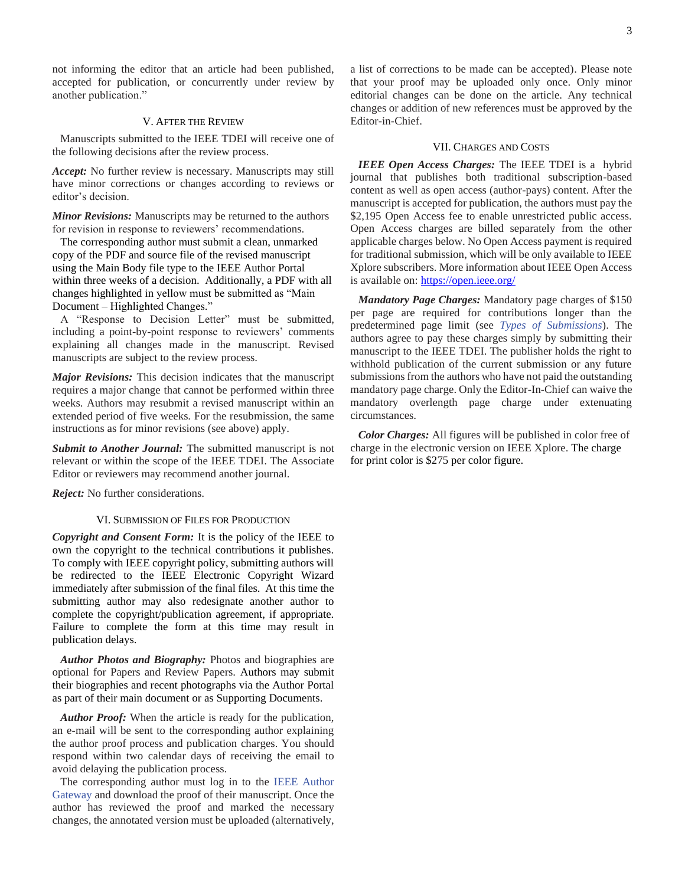not informing the editor that an article had been published, accepted for publication, or concurrently under review by another publication."

## V. After the Review

Manuscripts submitted to the IEEE TDEI will receive one of the following decisions after the review process.

***Accept:*** No further review is necessary. Manuscripts may still have minor corrections or changes according to reviews or editor's decision.

***Minor Revisions:*** Manuscripts may be returned to the authors for revision in response to reviewers' recommendations.

The corresponding author must submit a clean, unmarked copy of the PDF and source file of the revised manuscript using the Main Body file type to the IEEE Author Portal within three weeks of a decision. Additionally, a PDF with all changes highlighted in yellow must be submitted as "Main Document – Highlighted Changes."

A "Response to Decision Letter" must be submitted, including a point-by-point response to reviewers' comments explaining all changes made in the manuscript. Revised manuscripts are subject to the review process.

***Major Revisions:*** This decision indicates that the manuscript requires a major change that cannot be performed within three weeks. Authors may resubmit a revised manuscript within an extended period of five weeks. For the resubmission, the same instructions as for minor revisions (see above) apply.

***Submit to Another Journal:*** The submitted manuscript is not relevant or within the scope of the IEEE TDEI. The Associate Editor or reviewers may recommend another journal.

***Reject:*** No further considerations.

## VI. Submission of Files for Production

***Copyright and Consent Form:*** It is the policy of the IEEE to own the copyright to the technical contributions it publishes. To comply with IEEE copyright policy, submitting authors will be redirected to the IEEE Electronic Copyright Wizard immediately after submission of the final files. At this time the submitting author may also redesignate another author to complete the copyright/publication agreement, if appropriate. Failure to complete the form at this time may result in publication delays.

***Author Photos and Biography:*** Photos and biographies are optional for Papers and Review Papers. Authors may submit their biographies and recent photographs via the Author Portal as part of their main document or as Supporting Documents.

***Author Proof:*** When the article is ready for the publication, an e-mail will be sent to the corresponding author explaining the author proof process and publication charges. You should respond within two calendar days of receiving the email to avoid delaying the publication process.

The corresponding author must log in to the IEEE Author Gateway and download the proof of their manuscript. Once the author has reviewed the proof and marked the necessary changes, the annotated version must be uploaded (alternatively, a list of corrections to be made can be accepted). Please note that your proof may be uploaded only once. Only minor editorial changes can be done on the article. Any technical changes or addition of new references must be approved by the Editor-in-Chief.

## VII. Charges and Costs

***IEEE Open Access Charges:*** The IEEE TDEI is a hybrid journal that publishes both traditional subscription-based content as well as open access (author-pays) content. After the manuscript is accepted for publication, the authors must pay the $2,195 Open Access fee to enable unrestricted public access. Open Access charges are billed separately from the other applicable charges below. No Open Access payment is required for traditional submission, which will be only available to IEEE Xplore subscribers. More information about IEEE Open Access is available on: https://open.ieee.org/

***Mandatory Page Charges:*** Mandatory page charges of $150 per page are required for contributions longer than the predetermined page limit (see *Types of Submissions*). The authors agree to pay these charges simply by submitting their manuscript to the IEEE TDEI. The publisher holds the right to withhold publication of the current submission or any future submissions from the authors who have not paid the outstanding mandatory page charge. Only the Editor-In-Chief can waive the mandatory overlength page charge under extenuating circumstances.

***Color Charges:*** All figures will be published in color free of charge in the electronic version on IEEE Xplore. The charge for print color is $275 per color figure.